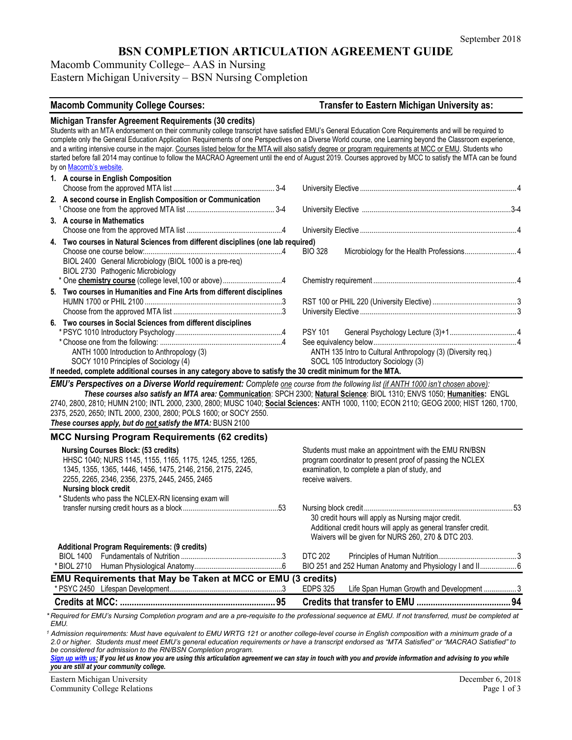September 2018

# BSN COMPLETION ARTICULATION AGREEMENT GUIDE

Macomb Community College– AAS in Nursing
Eastern Michigan University – BSN Nursing Completion

| Macomb Community College Courses: | Transfer to Eastern Michigan University as: |
|---|---|

### Michigan Transfer Agreement Requirements (30 credits)

Students with an MTA endorsement on their community college transcript have satisfied EMU's General Education Core Requirements and will be required to complete only the General Education Application Requirements of one Perspectives on a Diverse World course, one Learning beyond the Classroom experience, and a writing intensive course in the major. Courses listed below for the MTA will also satisfy degree or program requirements at MCC or EMU. Students who started before fall 2014 may continue to follow the MACRAO Agreement until the end of August 2019. Courses approved by MCC to satisfy the MTA can be found by on Macomb's website.

| Macomb Community College Courses | | Transfer to Eastern Michigan University as | |
|---|---|---|---|
| **1. A course in English Composition** | | | |
| Choose from the approved MTA list | 3-4 | University Elective | 4 |
| **2. A second course in English Composition or Communication** | | | |
| [1] Choose one from the approved MTA list | 3-4 | University Elective | 3-4 |
| **3. A course in Mathematics** | | | |
| Choose one from the approved MTA list | 4 | University Elective | 4 |
| **4. Two courses in Natural Sciences from different disciplines (one lab required)** | | | |
| Choose one course below: BIOL 2400 General Microbiology (BIOL 1000 is a pre-req); BIOL 2730 Pathogenic Microbiology | 4 | BIO 328 Microbiology for the Health Professions | 4 |
| * One **chemistry course** (college level,100 or above) | 4 | Chemistry requirement | 4 |
| **5. Two courses in Humanities and Fine Arts from different disciplines** | | | |
| HUMN 1700 or PHIL 2100 | 3 | RST 100 or PHIL 220 (University Elective) | 3 |
| Choose from the approved MTA list | 3 | University Elective | 3 |
| **6. Two courses in Social Sciences from different disciplines** | | | |
| * PSYC 1010 Introductory Psychology | 4 | PSY 101 General Psychology Lecture (3)+1 | 4 |
| * Choose one from the following: | 4 | See equivalency below | 4 |
| ANTH 1000 Introduction to Anthropology (3) | | ANTH 135 Intro to Cultural Anthropology (3) (Diversity req.) | |
| SOCY 1010 Principles of Sociology (4) | | SOCL 105 Introductory Sociology (3) | |

**If needed, complete additional courses in any category above to satisfy the 30 credit minimum for the MTA.**

***EMU's Perspectives on a Diverse World requirement:*** *Complete one course from the following list (if ANTH 1000 isn't chosen above):*
***These courses also satisfy an MTA area:*** **Communication**: SPCH 2300; **Natural Science**: BIOL 1310; ENVS 1050; **Humanities:** ENGL 2740, 2800, 2810; HUMN 2100; INTL 2000, 2300, 2800; MUSC 1040; **Social Sciences:** ANTH 1000, 1100; ECON 2110; GEOG 2000; HIST 1260, 1700, 2375, 2520, 2650; INTL 2000, 2300, 2800; POLS 1600; or SOCY 2550.
***These courses apply, but do not satisfy the MTA:*** BUSN 2100

### MCC Nursing Program Requirements (62 credits)

| Macomb Community College Courses | | Transfer to Eastern Michigan University as | |
|---|---|---|---|
| **Nursing Courses Block: (53 credits)** HHSC 1040; NURS 1145, 1155, 1165, 1175, 1245, 1255, 1265, 1345, 1355, 1365, 1446, 1456, 1475, 2146, 2156, 2175, 2245, 2255, 2265, 2346, 2356, 2375, 2445, 2455, 2465 | | Students must make an appointment with the EMU RN/BSN program coordinator to present proof of passing the NCLEX examination, to complete a plan of study, and receive waivers. | |
| **Nursing block credit** * Students who pass the NCLEX-RN licensing exam will transfer nursing credit hours as a block | 53 | Nursing block credit — 30 credit hours will apply as Nursing major credit. Additional credit hours will apply as general transfer credit. Waivers will be given for NURS 260, 270 & DTC 203. | 53 |
| **Additional Program Requirements: (9 credits)** | | | |
| BIOL 1400 Fundamentals of Nutrition | 3 | DTC 202 Principles of Human Nutrition | 3 |
| * BIOL 2710 Human Physiological Anatomy | 6 | BIO 251 and 252 Human Anatomy and Physiology I and II | 6 |

### EMU Requirements that May be Taken at MCC or EMU (3 credits)

| Macomb Community College Courses | | Transfer to Eastern Michigan University as | |
|---|---|---|---|
| * PSYC 2450 Lifespan Development | 3 | EDPS 325 Life Span Human Growth and Development | 3 |
| **Credits at MCC:** | **95** | **Credits that transfer to EMU** | **94** |

*\* Required for EMU's Nursing Completion program and are a pre-requisite to the professional sequence at EMU. If not transferred, must be completed at EMU.*

*[1] Admission requirements: Must have equivalent to EMU WRTG 121 or another college-level course in English composition with a minimum grade of a 2.0 or higher. Students must meet EMU's general education requirements or have a transcript endorsed as "MTA Satisfied" or "MACRAO Satisfied" to be considered for admission to the RN/BSN Completion program.*

***Sign up with us:*** ***If you let us know you are using this articulation agreement we can stay in touch with you and provide information and advising to you while you are still at your community college.***

Eastern Michigan University
Community College Relations

December 6, 2018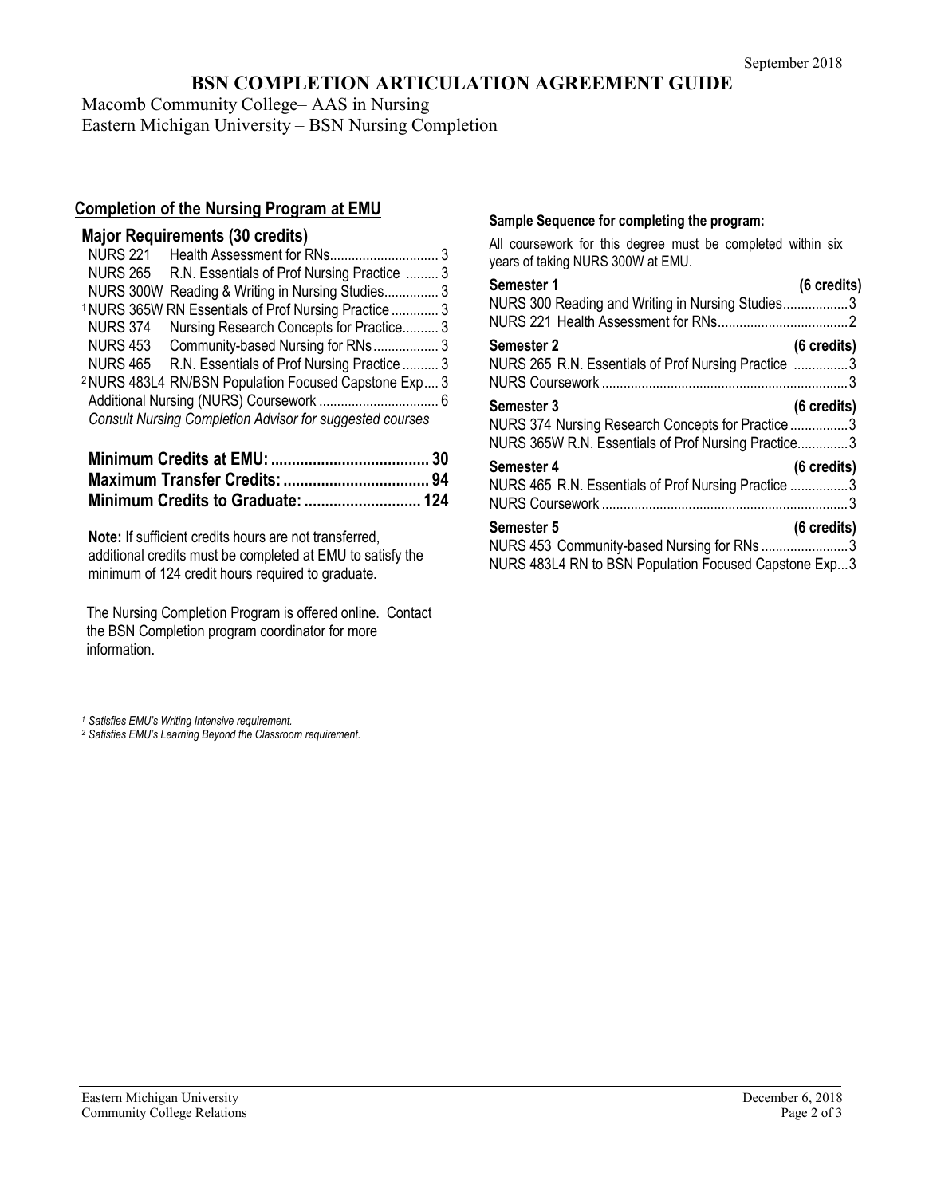September 2018

# BSN COMPLETION ARTICULATION AGREEMENT GUIDE

Macomb Community College– AAS in Nursing
Eastern Michigan University – BSN Nursing Completion

## Completion of the Nursing Program at EMU

### Major Requirements (30 credits)

| Course | Title | Credits |
|---|---|---|
| NURS 221 | Health Assessment for RNs | 3 |
| NURS 265 | R.N. Essentials of Prof Nursing Practice | 3 |
| NURS 300W | Reading & Writing in Nursing Studies | 3 |
| [1] NURS 365W | RN Essentials of Prof Nursing Practice | 3 |
| NURS 374 | Nursing Research Concepts for Practice | 3 |
| NURS 453 | Community-based Nursing for RNs | 3 |
| NURS 465 | R.N. Essentials of Prof Nursing Practice | 3 |
| [2] NURS 483L4 | RN/BSN Population Focused Capstone Exp | 3 |
| Additional Nursing (NURS) Coursework | | 6 |

*Consult Nursing Completion Advisor for suggested courses*

**Minimum Credits at EMU: 30**
**Maximum Transfer Credits: 94**
**Minimum Credits to Graduate: 124**

**Note:** If sufficient credits hours are not transferred, additional credits must be completed at EMU to satisfy the minimum of 124 credit hours required to graduate.

The Nursing Completion Program is offered online. Contact the BSN Completion program coordinator for more information.

[1] *Satisfies EMU's Writing Intensive requirement.*
[2] *Satisfies EMU's Learning Beyond the Classroom requirement.*

### Sample Sequence for completing the program:

All coursework for this degree must be completed within six years of taking NURS 300W at EMU.

**Semester 1 (6 credits)**
- NURS 300 Reading and Writing in Nursing Studies ... 3
- NURS 221 Health Assessment for RNs ... 2

**Semester 2 (6 credits)**
- NURS 265 R.N. Essentials of Prof Nursing Practice ... 3
- NURS Coursework ... 3

**Semester 3 (6 credits)**
- NURS 374 Nursing Research Concepts for Practice ... 3
- NURS 365W R.N. Essentials of Prof Nursing Practice ... 3

**Semester 4 (6 credits)**
- NURS 465 R.N. Essentials of Prof Nursing Practice ... 3
- NURS Coursework ... 3

**Semester 5 (6 credits)**
- NURS 453 Community-based Nursing for RNs ... 3
- NURS 483L4 RN to BSN Population Focused Capstone Exp ... 3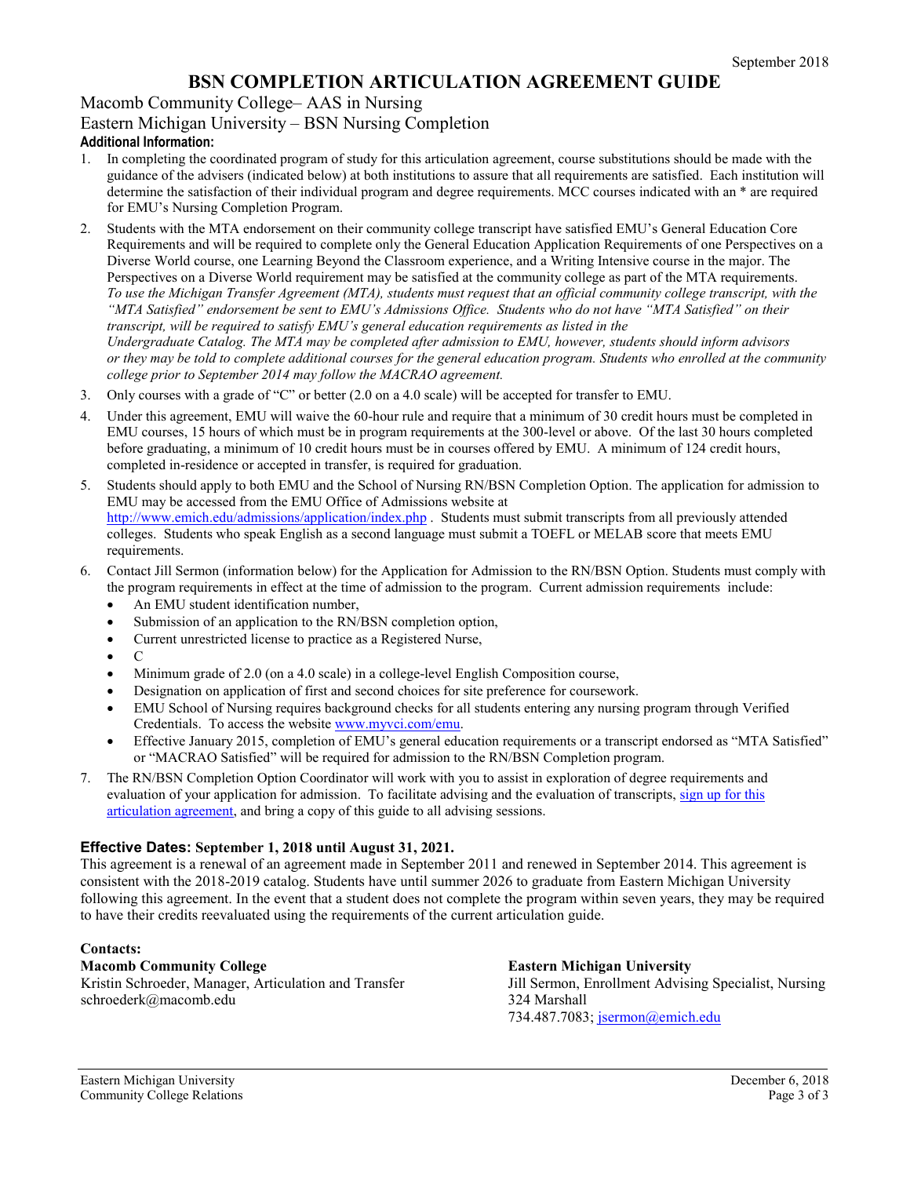September 2018

# BSN COMPLETION ARTICULATION AGREEMENT GUIDE

## Macomb Community College– AAS in Nursing
## Eastern Michigan University – BSN Nursing Completion

### Additional Information:

1. In completing the coordinated program of study for this articulation agreement, course substitutions should be made with the guidance of the advisers (indicated below) at both institutions to assure that all requirements are satisfied. Each institution will determine the satisfaction of their individual program and degree requirements. MCC courses indicated with an * are required for EMU's Nursing Completion Program.
2. Students with the MTA endorsement on their community college transcript have satisfied EMU's General Education Core Requirements and will be required to complete only the General Education Application Requirements of one Perspectives on a Diverse World course, one Learning Beyond the Classroom experience, and a Writing Intensive course in the major. The Perspectives on a Diverse World requirement may be satisfied at the community college as part of the MTA requirements. *To use the Michigan Transfer Agreement (MTA), students must request that an official community college transcript, with the "MTA Satisfied" endorsement be sent to EMU's Admissions Office. Students who do not have "MTA Satisfied" on their transcript, will be required to satisfy EMU's general education requirements as listed in the Undergraduate Catalog. The MTA may be completed after admission to EMU, however, students should inform advisors or they may be told to complete additional courses for the general education program. Students who enrolled at the community college prior to September 2014 may follow the MACRAO agreement.*
3. Only courses with a grade of "C" or better (2.0 on a 4.0 scale) will be accepted for transfer to EMU.
4. Under this agreement, EMU will waive the 60-hour rule and require that a minimum of 30 credit hours must be completed in EMU courses, 15 hours of which must be in program requirements at the 300-level or above. Of the last 30 hours completed before graduating, a minimum of 10 credit hours must be in courses offered by EMU. A minimum of 124 credit hours, completed in-residence or accepted in transfer, is required for graduation.
5. Students should apply to both EMU and the School of Nursing RN/BSN Completion Option. The application for admission to EMU may be accessed from the EMU Office of Admissions website at http://www.emich.edu/admissions/application/index.php . Students must submit transcripts from all previously attended colleges. Students who speak English as a second language must submit a TOEFL or MELAB score that meets EMU requirements.
6. Contact Jill Sermon (information below) for the Application for Admission to the RN/BSN Option. Students must comply with the program requirements in effect at the time of admission to the program. Current admission requirements include:
   - An EMU student identification number,
   - Submission of an application to the RN/BSN completion option,
   - Current unrestricted license to practice as a Registered Nurse,
   - C
   - Minimum grade of 2.0 (on a 4.0 scale) in a college-level English Composition course,
   - Designation on application of first and second choices for site preference for coursework.
   - EMU School of Nursing requires background checks for all students entering any nursing program through Verified Credentials. To access the website www.myvci.com/emu.
   - Effective January 2015, completion of EMU's general education requirements or a transcript endorsed as "MTA Satisfied" or "MACRAO Satisfied" will be required for admission to the RN/BSN Completion program.
7. The RN/BSN Completion Option Coordinator will work with you to assist in exploration of degree requirements and evaluation of your application for admission. To facilitate advising and the evaluation of transcripts, sign up for this articulation agreement, and bring a copy of this guide to all advising sessions.

**Effective Dates: September 1, 2018 until August 31, 2021.**

This agreement is a renewal of an agreement made in September 2011 and renewed in September 2014. This agreement is consistent with the 2018-2019 catalog. Students have until summer 2026 to graduate from Eastern Michigan University following this agreement. In the event that a student does not complete the program within seven years, they may be required to have their credits reevaluated using the requirements of the current articulation guide.

**Contacts:**

**Macomb Community College**
Kristin Schroeder, Manager, Articulation and Transfer
schroederk@macomb.edu

**Eastern Michigan University**
Jill Sermon, Enrollment Advising Specialist, Nursing
324 Marshall
734.487.7083; jsermon@emich.edu